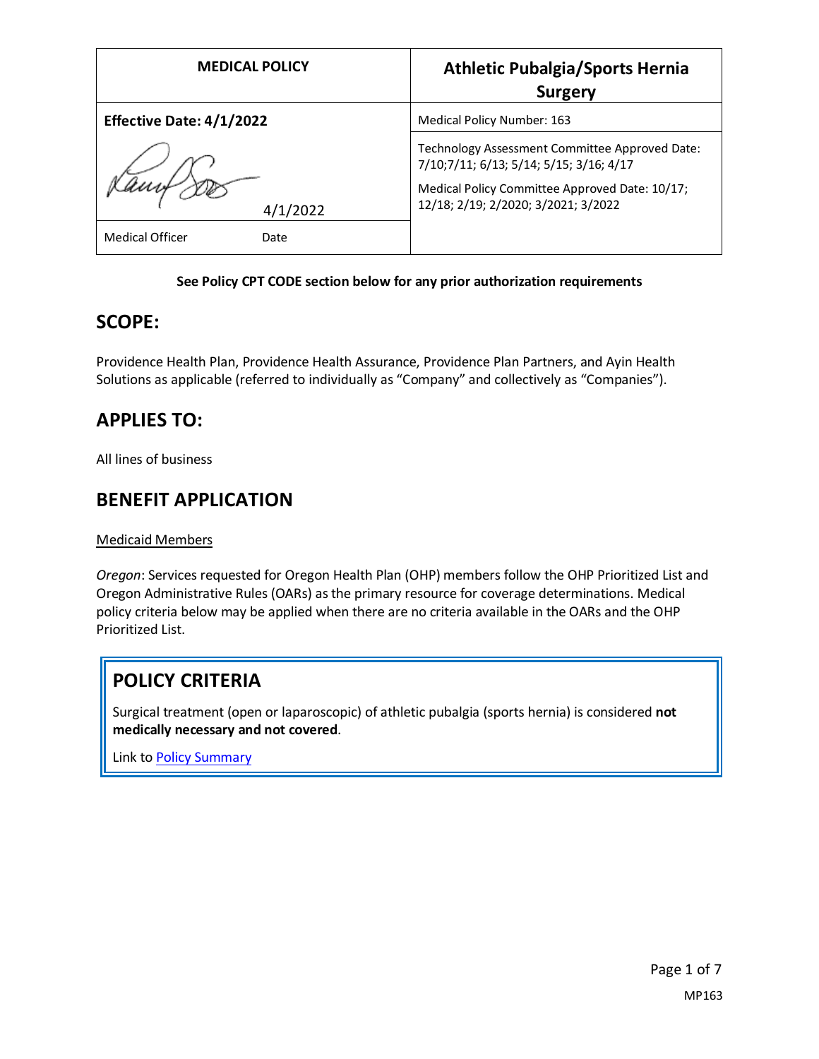| MEDICAL POLICY | Athletic Pubalgia/Sports Hernia Surgery |
|---|---|
| **Effective Date: 4/1/2022** | Medical Policy Number: 163 |
| 4/1/2022 | Technology Assessment Committee Approved Date: 7/10;7/11; 6/13; 5/14; 5/15; 3/16; 4/17<br>Medical Policy Committee Approved Date: 10/17; 12/18; 2/19; 2/2020; 3/2021; 3/2022 |
| Medical Officer Date | |

**See Policy CPT CODE section below for any prior authorization requirements**

## SCOPE:

Providence Health Plan, Providence Health Assurance, Providence Plan Partners, and Ayin Health Solutions as applicable (referred to individually as "Company" and collectively as "Companies").

## APPLIES TO:

All lines of business

## BENEFIT APPLICATION

Medicaid Members

*Oregon*: Services requested for Oregon Health Plan (OHP) members follow the OHP Prioritized List and Oregon Administrative Rules (OARs) as the primary resource for coverage determinations. Medical policy criteria below may be applied when there are no criteria available in the OARs and the OHP Prioritized List.

## POLICY CRITERIA

Surgical treatment (open or laparoscopic) of athletic pubalgia (sports hernia) is considered **not medically necessary and not covered**.

Link to Policy Summary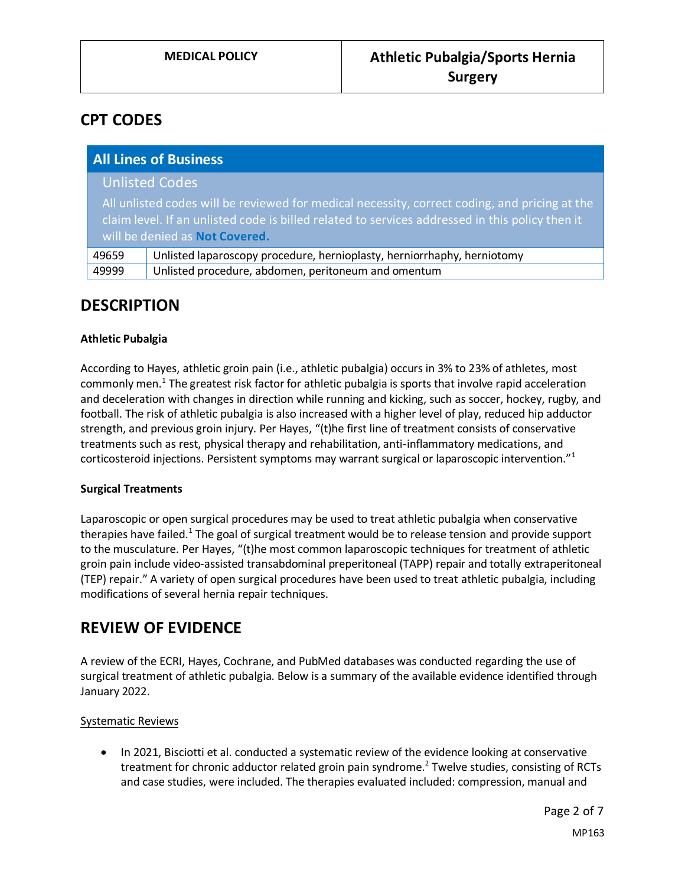## CPT CODES

| All Lines of Business | |
|---|---|
| **Unlisted Codes**<br>All unlisted codes will be reviewed for medical necessity, correct coding, and pricing at the claim level. If an unlisted code is billed related to services addressed in this policy then it will be denied as **Not Covered.** | |
| 49659 | Unlisted laparoscopy procedure, hernioplasty, herniorrhaphy, herniotomy |
| 49999 | Unlisted procedure, abdomen, peritoneum and omentum |

## DESCRIPTION

### Athletic Pubalgia

According to Hayes, athletic groin pain (i.e., athletic pubalgia) occurs in 3% to 23% of athletes, most commonly men.[1] The greatest risk factor for athletic pubalgia is sports that involve rapid acceleration and deceleration with changes in direction while running and kicking, such as soccer, hockey, rugby, and football. The risk of athletic pubalgia is also increased with a higher level of play, reduced hip adductor strength, and previous groin injury. Per Hayes, "(t)he first line of treatment consists of conservative treatments such as rest, physical therapy and rehabilitation, anti-inflammatory medications, and corticosteroid injections. Persistent symptoms may warrant surgical or laparoscopic intervention."[1]

### Surgical Treatments

Laparoscopic or open surgical procedures may be used to treat athletic pubalgia when conservative therapies have failed.[1] The goal of surgical treatment would be to release tension and provide support to the musculature. Per Hayes, "(t)he most common laparoscopic techniques for treatment of athletic groin pain include video-assisted transabdominal preperitoneal (TAPP) repair and totally extraperitoneal (TEP) repair." A variety of open surgical procedures have been used to treat athletic pubalgia, including modifications of several hernia repair techniques.

## REVIEW OF EVIDENCE

A review of the ECRI, Hayes, Cochrane, and PubMed databases was conducted regarding the use of surgical treatment of athletic pubalgia. Below is a summary of the available evidence identified through January 2022.

Systematic Reviews

- In 2021, Bisciotti et al. conducted a systematic review of the evidence looking at conservative treatment for chronic adductor related groin pain syndrome.[2] Twelve studies, consisting of RCTs and case studies, were included. The therapies evaluated included: compression, manual and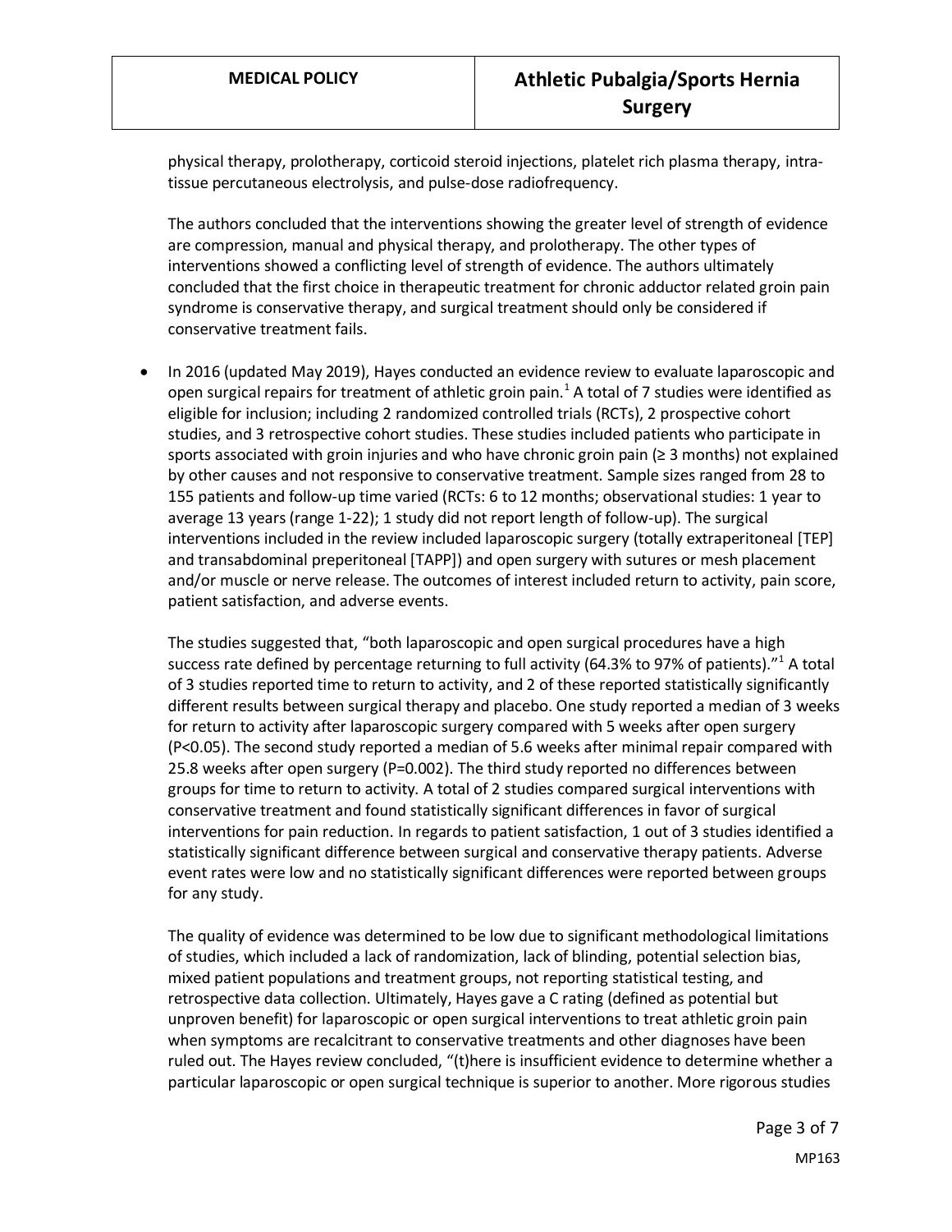physical therapy, prolotherapy, corticoid steroid injections, platelet rich plasma therapy, intra-tissue percutaneous electrolysis, and pulse-dose radiofrequency.

The authors concluded that the interventions showing the greater level of strength of evidence are compression, manual and physical therapy, and prolotherapy. The other types of interventions showed a conflicting level of strength of evidence. The authors ultimately concluded that the first choice in therapeutic treatment for chronic adductor related groin pain syndrome is conservative therapy, and surgical treatment should only be considered if conservative treatment fails.

- In 2016 (updated May 2019), Hayes conducted an evidence review to evaluate laparoscopic and open surgical repairs for treatment of athletic groin pain.[1] A total of 7 studies were identified as eligible for inclusion; including 2 randomized controlled trials (RCTs), 2 prospective cohort studies, and 3 retrospective cohort studies. These studies included patients who participate in sports associated with groin injuries and who have chronic groin pain (≥ 3 months) not explained by other causes and not responsive to conservative treatment. Sample sizes ranged from 28 to 155 patients and follow-up time varied (RCTs: 6 to 12 months; observational studies: 1 year to average 13 years (range 1-22); 1 study did not report length of follow-up). The surgical interventions included in the review included laparoscopic surgery (totally extraperitoneal [TEP] and transabdominal preperitoneal [TAPP]) and open surgery with sutures or mesh placement and/or muscle or nerve release. The outcomes of interest included return to activity, pain score, patient satisfaction, and adverse events.

  The studies suggested that, "both laparoscopic and open surgical procedures have a high success rate defined by percentage returning to full activity (64.3% to 97% of patients)."[1] A total of 3 studies reported time to return to activity, and 2 of these reported statistically significantly different results between surgical therapy and placebo. One study reported a median of 3 weeks for return to activity after laparoscopic surgery compared with 5 weeks after open surgery ($P<0.05$). The second study reported a median of 5.6 weeks after minimal repair compared with 25.8 weeks after open surgery ($P=0.002$). The third study reported no differences between groups for time to return to activity. A total of 2 studies compared surgical interventions with conservative treatment and found statistically significant differences in favor of surgical interventions for pain reduction. In regards to patient satisfaction, 1 out of 3 studies identified a statistically significant difference between surgical and conservative therapy patients. Adverse event rates were low and no statistically significant differences were reported between groups for any study.

  The quality of evidence was determined to be low due to significant methodological limitations of studies, which included a lack of randomization, lack of blinding, potential selection bias, mixed patient populations and treatment groups, not reporting statistical testing, and retrospective data collection. Ultimately, Hayes gave a C rating (defined as potential but unproven benefit) for laparoscopic or open surgical interventions to treat athletic groin pain when symptoms are recalcitrant to conservative treatments and other diagnoses have been ruled out. The Hayes review concluded, "(t)here is insufficient evidence to determine whether a particular laparoscopic or open surgical technique is superior to another. More rigorous studies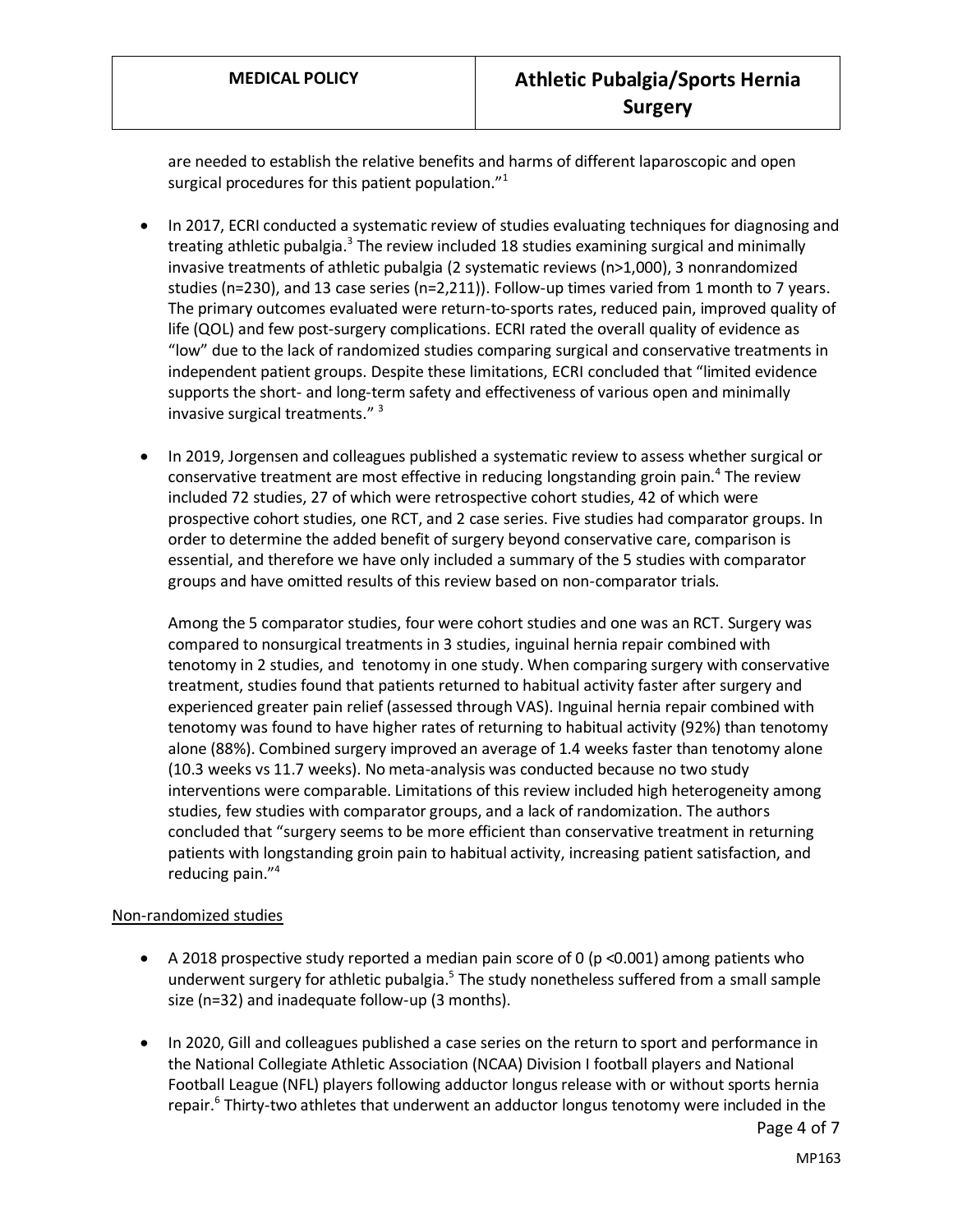are needed to establish the relative benefits and harms of different laparoscopic and open surgical procedures for this patient population."[1]

- In 2017, ECRI conducted a systematic review of studies evaluating techniques for diagnosing and treating athletic pubalgia.[3] The review included 18 studies examining surgical and minimally invasive treatments of athletic pubalgia (2 systematic reviews (n>1,000), 3 nonrandomized studies (n=230), and 13 case series (n=2,211)). Follow-up times varied from 1 month to 7 years. The primary outcomes evaluated were return-to-sports rates, reduced pain, improved quality of life (QOL) and few post-surgery complications. ECRI rated the overall quality of evidence as "low" due to the lack of randomized studies comparing surgical and conservative treatments in independent patient groups. Despite these limitations, ECRI concluded that "limited evidence supports the short- and long-term safety and effectiveness of various open and minimally invasive surgical treatments." [3]

- In 2019, Jorgensen and colleagues published a systematic review to assess whether surgical or conservative treatment are most effective in reducing longstanding groin pain.[4] The review included 72 studies, 27 of which were retrospective cohort studies, 42 of which were prospective cohort studies, one RCT, and 2 case series. Five studies had comparator groups. In order to determine the added benefit of surgery beyond conservative care, comparison is essential, and therefore we have only included a summary of the 5 studies with comparator groups and have omitted results of this review based on non-comparator trials.

  Among the 5 comparator studies, four were cohort studies and one was an RCT. Surgery was compared to nonsurgical treatments in 3 studies, inguinal hernia repair combined with tenotomy in 2 studies, and tenotomy in one study. When comparing surgery with conservative treatment, studies found that patients returned to habitual activity faster after surgery and experienced greater pain relief (assessed through VAS). Inguinal hernia repair combined with tenotomy was found to have higher rates of returning to habitual activity (92%) than tenotomy alone (88%). Combined surgery improved an average of 1.4 weeks faster than tenotomy alone (10.3 weeks vs 11.7 weeks). No meta-analysis was conducted because no two study interventions were comparable. Limitations of this review included high heterogeneity among studies, few studies with comparator groups, and a lack of randomization. The authors concluded that "surgery seems to be more efficient than conservative treatment in returning patients with longstanding groin pain to habitual activity, increasing patient satisfaction, and reducing pain."[4]

<u>Non-randomized studies</u>

- A 2018 prospective study reported a median pain score of 0 ($p < 0.001$) among patients who underwent surgery for athletic pubalgia.[5] The study nonetheless suffered from a small sample size (n=32) and inadequate follow-up (3 months).

- In 2020, Gill and colleagues published a case series on the return to sport and performance in the National Collegiate Athletic Association (NCAA) Division I football players and National Football League (NFL) players following adductor longus release with or without sports hernia repair.[6] Thirty-two athletes that underwent an adductor longus tenotomy were included in the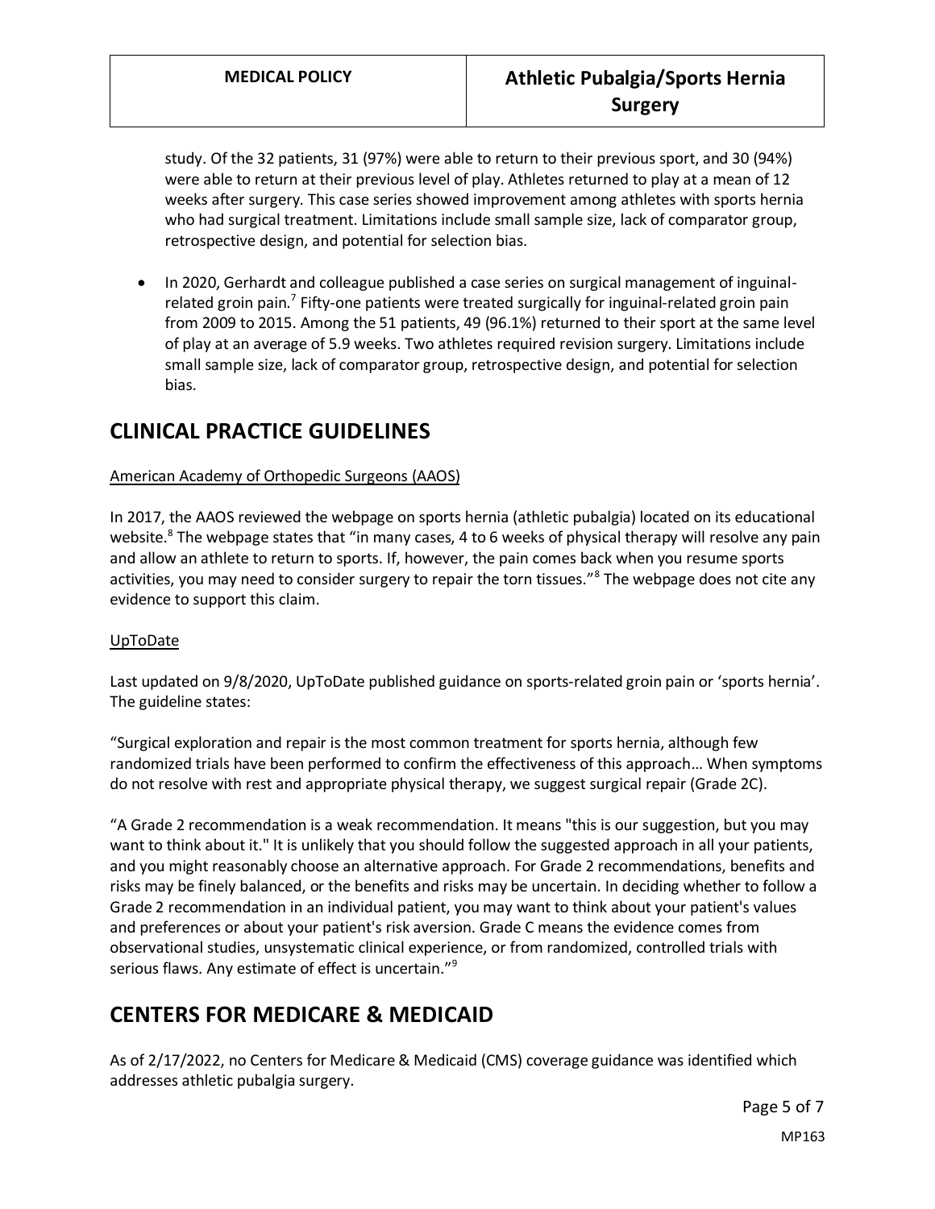study. Of the 32 patients, 31 (97%) were able to return to their previous sport, and 30 (94%) were able to return at their previous level of play. Athletes returned to play at a mean of 12 weeks after surgery. This case series showed improvement among athletes with sports hernia who had surgical treatment. Limitations include small sample size, lack of comparator group, retrospective design, and potential for selection bias.

- In 2020, Gerhardt and colleague published a case series on surgical management of inguinal-related groin pain.[7] Fifty-one patients were treated surgically for inguinal-related groin pain from 2009 to 2015. Among the 51 patients, 49 (96.1%) returned to their sport at the same level of play at an average of 5.9 weeks. Two athletes required revision surgery. Limitations include small sample size, lack of comparator group, retrospective design, and potential for selection bias.

## CLINICAL PRACTICE GUIDELINES

American Academy of Orthopedic Surgeons (AAOS)

In 2017, the AAOS reviewed the webpage on sports hernia (athletic pubalgia) located on its educational website.[8] The webpage states that "in many cases, 4 to 6 weeks of physical therapy will resolve any pain and allow an athlete to return to sports. If, however, the pain comes back when you resume sports activities, you may need to consider surgery to repair the torn tissues."[8] The webpage does not cite any evidence to support this claim.

UpToDate

Last updated on 9/8/2020, UpToDate published guidance on sports-related groin pain or 'sports hernia'. The guideline states:

"Surgical exploration and repair is the most common treatment for sports hernia, although few randomized trials have been performed to confirm the effectiveness of this approach… When symptoms do not resolve with rest and appropriate physical therapy, we suggest surgical repair (Grade 2C).

"A Grade 2 recommendation is a weak recommendation. It means "this is our suggestion, but you may want to think about it." It is unlikely that you should follow the suggested approach in all your patients, and you might reasonably choose an alternative approach. For Grade 2 recommendations, benefits and risks may be finely balanced, or the benefits and risks may be uncertain. In deciding whether to follow a Grade 2 recommendation in an individual patient, you may want to think about your patient's values and preferences or about your patient's risk aversion. Grade C means the evidence comes from observational studies, unsystematic clinical experience, or from randomized, controlled trials with serious flaws. Any estimate of effect is uncertain."[9]

## CENTERS FOR MEDICARE & MEDICAID

As of 2/17/2022, no Centers for Medicare & Medicaid (CMS) coverage guidance was identified which addresses athletic pubalgia surgery.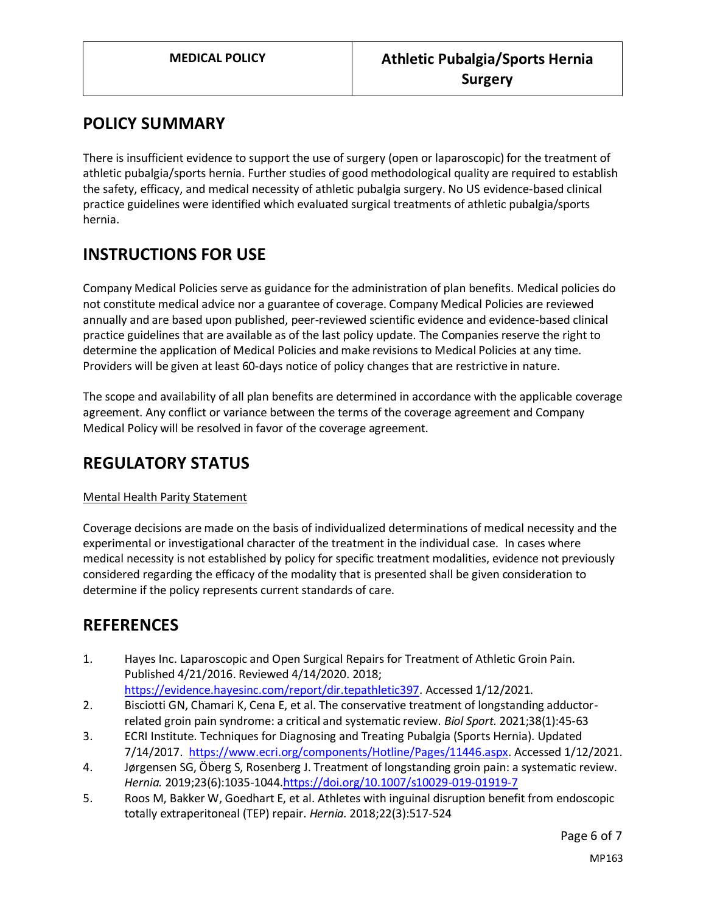## POLICY SUMMARY

There is insufficient evidence to support the use of surgery (open or laparoscopic) for the treatment of athletic pubalgia/sports hernia. Further studies of good methodological quality are required to establish the safety, efficacy, and medical necessity of athletic pubalgia surgery. No US evidence-based clinical practice guidelines were identified which evaluated surgical treatments of athletic pubalgia/sports hernia.

## INSTRUCTIONS FOR USE

Company Medical Policies serve as guidance for the administration of plan benefits. Medical policies do not constitute medical advice nor a guarantee of coverage. Company Medical Policies are reviewed annually and are based upon published, peer-reviewed scientific evidence and evidence-based clinical practice guidelines that are available as of the last policy update. The Companies reserve the right to determine the application of Medical Policies and make revisions to Medical Policies at any time. Providers will be given at least 60-days notice of policy changes that are restrictive in nature.

The scope and availability of all plan benefits are determined in accordance with the applicable coverage agreement. Any conflict or variance between the terms of the coverage agreement and Company Medical Policy will be resolved in favor of the coverage agreement.

## REGULATORY STATUS

Mental Health Parity Statement

Coverage decisions are made on the basis of individualized determinations of medical necessity and the experimental or investigational character of the treatment in the individual case. In cases where medical necessity is not established by policy for specific treatment modalities, evidence not previously considered regarding the efficacy of the modality that is presented shall be given consideration to determine if the policy represents current standards of care.

## REFERENCES

1. Hayes Inc. Laparoscopic and Open Surgical Repairs for Treatment of Athletic Groin Pain. Published 4/21/2016. Reviewed 4/14/2020. 2018; https://evidence.hayesinc.com/report/dir.tepathletic397. Accessed 1/12/2021.
2. Bisciotti GN, Chamari K, Cena E, et al. The conservative treatment of longstanding adductor-related groin pain syndrome: a critical and systematic review. *Biol Sport.* 2021;38(1):45-63
3. ECRI Institute. Techniques for Diagnosing and Treating Pubalgia (Sports Hernia). Updated 7/14/2017. https://www.ecri.org/components/Hotline/Pages/11446.aspx. Accessed 1/12/2021.
4. Jørgensen SG, Öberg S, Rosenberg J. Treatment of longstanding groin pain: a systematic review. *Hernia.* 2019;23(6):1035-1044.https://doi.org/10.1007/s10029-019-01919-7
5. Roos M, Bakker W, Goedhart E, et al. Athletes with inguinal disruption benefit from endoscopic totally extraperitoneal (TEP) repair. *Hernia.* 2018;22(3):517-524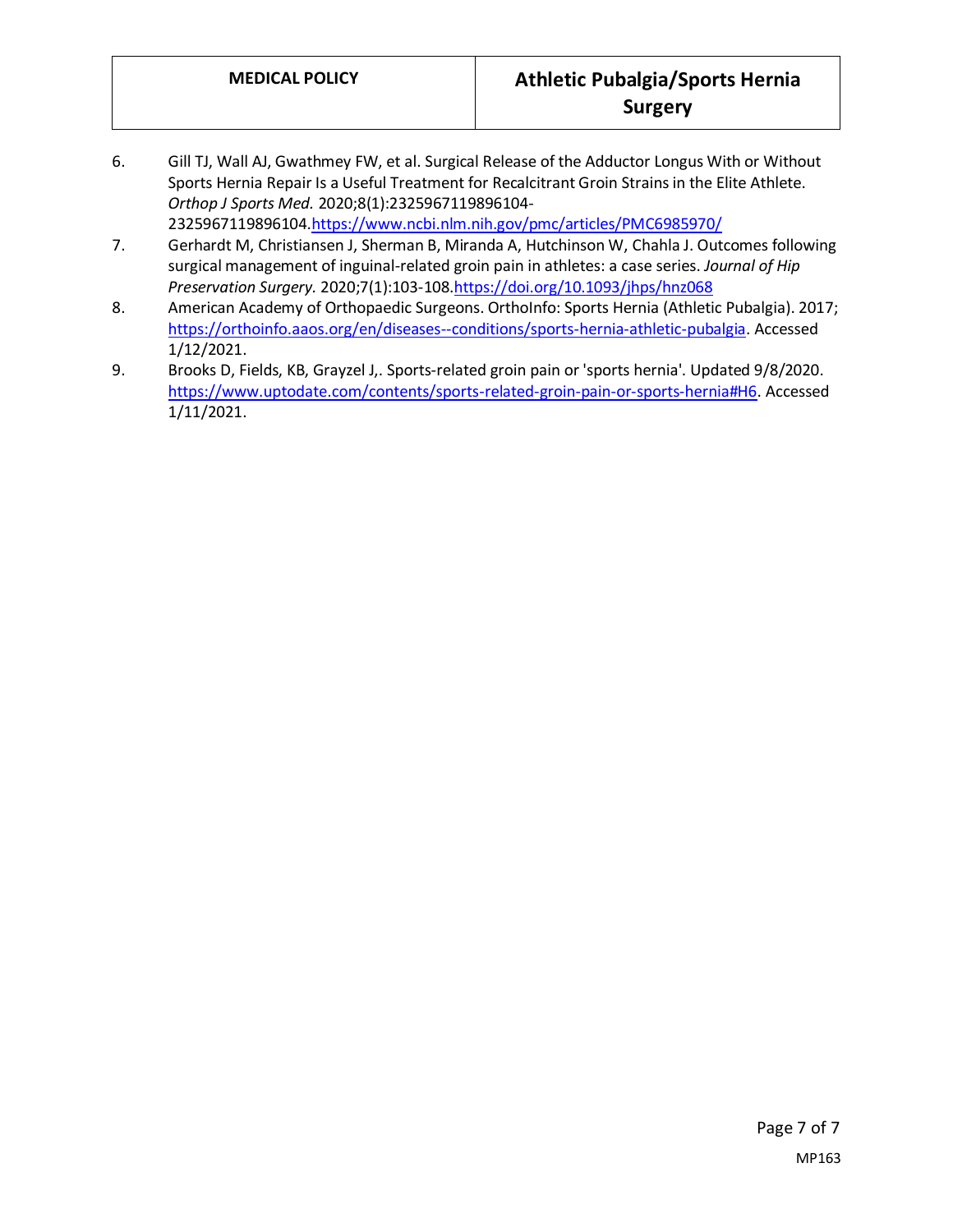6. Gill TJ, Wall AJ, Gwathmey FW, et al. Surgical Release of the Adductor Longus With or Without Sports Hernia Repair Is a Useful Treatment for Recalcitrant Groin Strains in the Elite Athlete. *Orthop J Sports Med.* 2020;8(1):2325967119896104-2325967119896104.https://www.ncbi.nlm.nih.gov/pmc/articles/PMC6985970/
7. Gerhardt M, Christiansen J, Sherman B, Miranda A, Hutchinson W, Chahla J. Outcomes following surgical management of inguinal-related groin pain in athletes: a case series. *Journal of Hip Preservation Surgery.* 2020;7(1):103-108.https://doi.org/10.1093/jhps/hnz068
8. American Academy of Orthopaedic Surgeons. OrthoInfo: Sports Hernia (Athletic Pubalgia). 2017; https://orthoinfo.aaos.org/en/diseases--conditions/sports-hernia-athletic-pubalgia. Accessed 1/12/2021.
9. Brooks D, Fields, KB, Grayzel J,. Sports-related groin pain or 'sports hernia'. Updated 9/8/2020. https://www.uptodate.com/contents/sports-related-groin-pain-or-sports-hernia#H6. Accessed 1/11/2021.